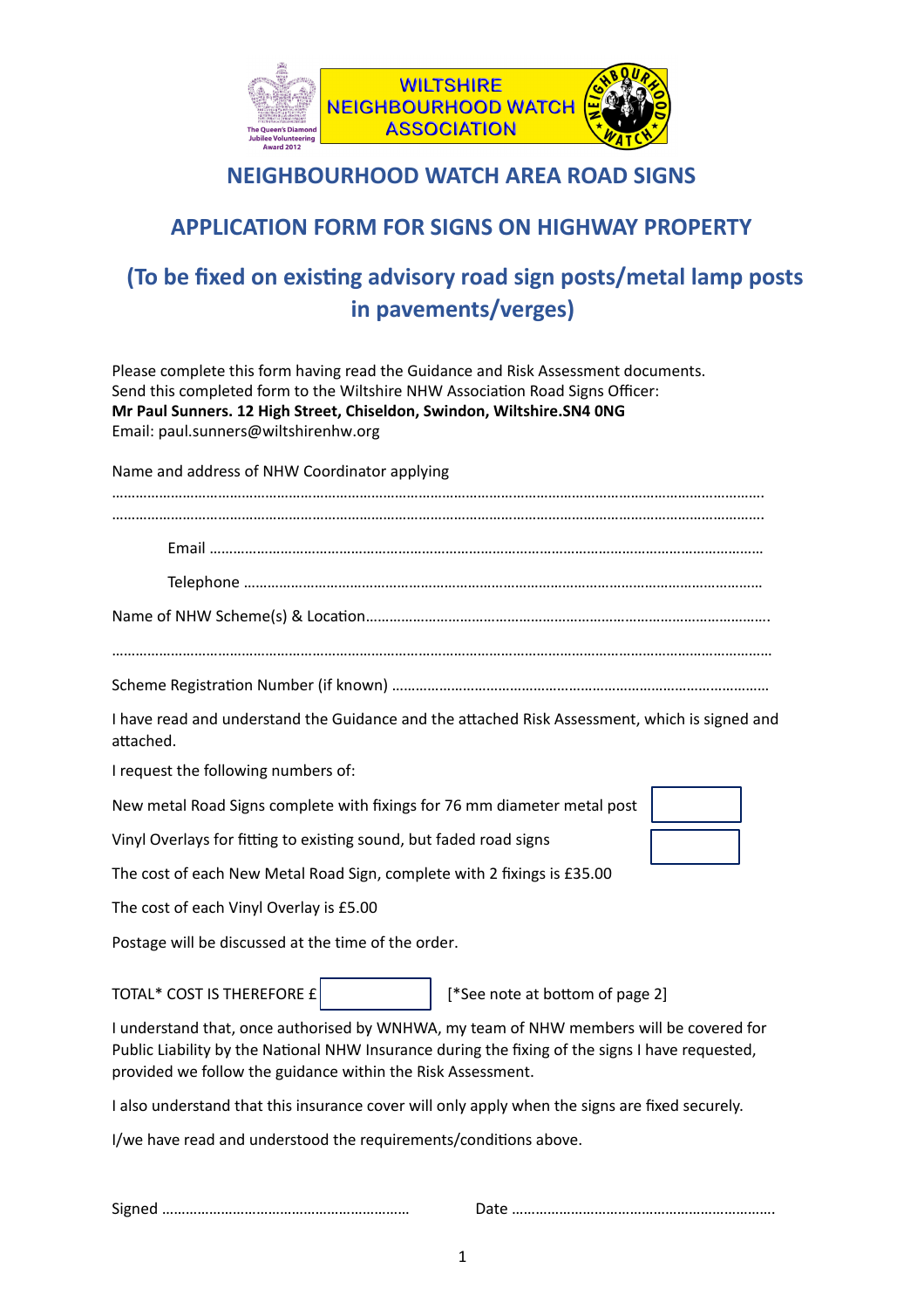WILTSHIRE NEIGHBOURHOOD WATCH ASSOCIATION

# NEIGHBOURHOOD WATCH AREA ROAD SIGNS

## APPLICATION FORM FOR SIGNS ON HIGHWAY PROPERTY

## (To be fixed on existing advisory road sign posts/metal lamp posts in pavements/verges)

Please complete this form having read the Guidance and Risk Assessment documents.
Send this completed form to the Wiltshire NHW Association Road Signs Officer:
**Mr Paul Sunners. 12 High Street, Chiseldon, Swindon, Wiltshire.SN4 0NG**
Email: paul.sunners@wiltshirenhw.org

Name and address of NHW Coordinator applying

……………………………………………………………………………………………………………………………………….

……………………………………………………………………………………………………………………………………….

Email ………………………………………………………………………………………………………………………

Telephone …………………………………………………………………………………………………………………

Name of NHW Scheme(s) & Location……………………………………………………………………………………….

……………………………………………………………………………………………………………………………………….

Scheme Registration Number (if known) ………………………………………………………………………………

I have read and understand the Guidance and the attached Risk Assessment, which is signed and attached.

I request the following numbers of:

New metal Road Signs complete with fixings for 76 mm diameter metal post [ ]

Vinyl Overlays for fitting to existing sound, but faded road signs [ ]

The cost of each New Metal Road Sign, complete with 2 fixings is £35.00

The cost of each Vinyl Overlay is £5.00

Postage will be discussed at the time of the order.

TOTAL* COST IS THEREFORE £ [ ] [*See note at bottom of page 2]

I understand that, once authorised by WNHWA, my team of NHW members will be covered for Public Liability by the National NHW Insurance during the fixing of the signs I have requested, provided we follow the guidance within the Risk Assessment.

I also understand that this insurance cover will only apply when the signs are fixed securely.

I/we have read and understood the requirements/conditions above.

Signed ……………………………………………………… Date …………………………………………………………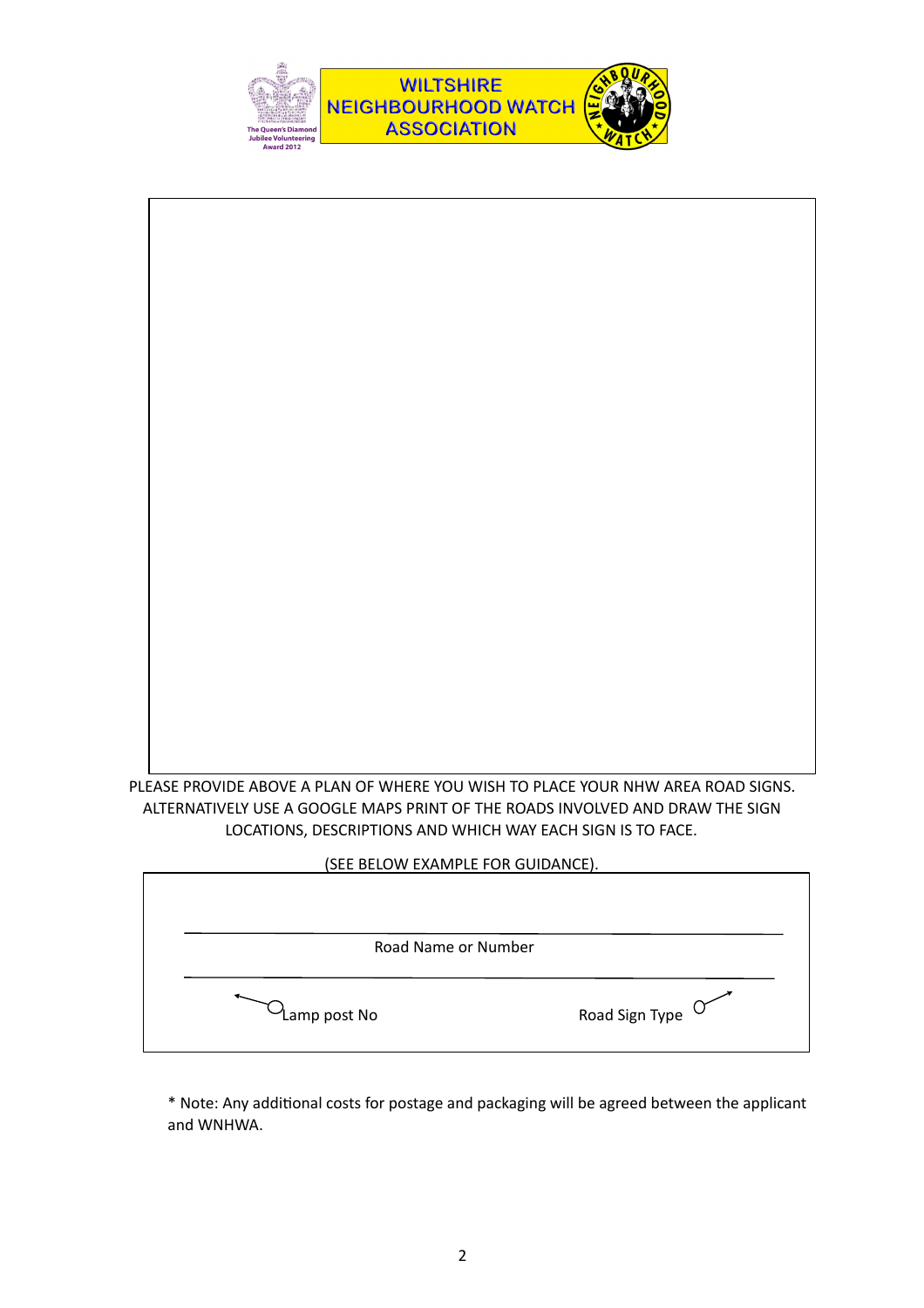WILTSHIRE NEIGHBOURHOOD WATCH ASSOCIATION

PLEASE PROVIDE ABOVE A PLAN OF WHERE YOU WISH TO PLACE YOUR NHW AREA ROAD SIGNS. ALTERNATIVELY USE A GOOGLE MAPS PRINT OF THE ROADS INVOLVED AND DRAW THE SIGN LOCATIONS, DESCRIPTIONS AND WHICH WAY EACH SIGN IS TO FACE.

(SEE BELOW EXAMPLE FOR GUIDANCE).

Road Name or Number

Lamp post No

Road Sign Type

* Note: Any additional costs for postage and packaging will be agreed between the applicant and WNHWA.